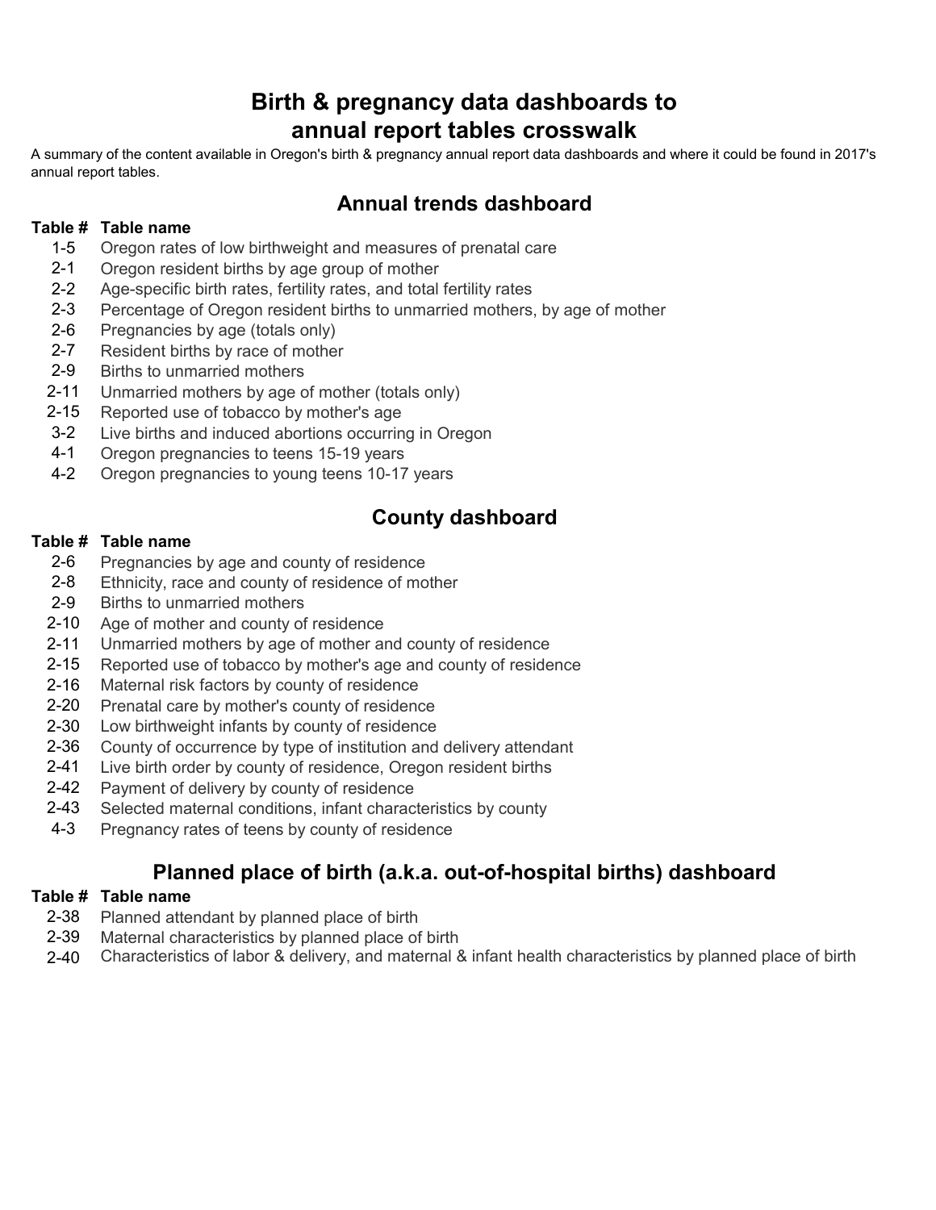# Birth & pregnancy data dashboards to annual report tables crosswalk

A summary of the content available in Oregon's birth & pregnancy annual report data dashboards and where it could be found in 2017's annual report tables.

## Annual trends dashboard

| Table # | Table name |
|---|---|
| 1-5 | Oregon rates of low birthweight and measures of prenatal care |
| 2-1 | Oregon resident births by age group of mother |
| 2-2 | Age-specific birth rates, fertility rates, and total fertility rates |
| 2-3 | Percentage of Oregon resident births to unmarried mothers, by age of mother |
| 2-6 | Pregnancies by age (totals only) |
| 2-7 | Resident births by race of mother |
| 2-9 | Births to unmarried mothers |
| 2-11 | Unmarried mothers by age of mother (totals only) |
| 2-15 | Reported use of tobacco by mother's age |
| 3-2 | Live births and induced abortions occurring in Oregon |
| 4-1 | Oregon pregnancies to teens 15-19 years |
| 4-2 | Oregon pregnancies to young teens 10-17 years |

## County dashboard

| Table # | Table name |
|---|---|
| 2-6 | Pregnancies by age and county of residence |
| 2-8 | Ethnicity, race and county of residence of mother |
| 2-9 | Births to unmarried mothers |
| 2-10 | Age of mother and county of residence |
| 2-11 | Unmarried mothers by age of mother and county of residence |
| 2-15 | Reported use of tobacco by mother's age and county of residence |
| 2-16 | Maternal risk factors by county of residence |
| 2-20 | Prenatal care by mother's county of residence |
| 2-30 | Low birthweight infants by county of residence |
| 2-36 | County of occurrence by type of institution and delivery attendant |
| 2-41 | Live birth order by county of residence, Oregon resident births |
| 2-42 | Payment of delivery by county of residence |
| 2-43 | Selected maternal conditions, infant characteristics by county |
| 4-3 | Pregnancy rates of teens by county of residence |

## Planned place of birth (a.k.a. out-of-hospital births) dashboard

| Table # | Table name |
|---|---|
| 2-38 | Planned attendant by planned place of birth |
| 2-39 | Maternal characteristics by planned place of birth |
| 2-40 | Characteristics of labor & delivery, and maternal & infant health characteristics by planned place of birth |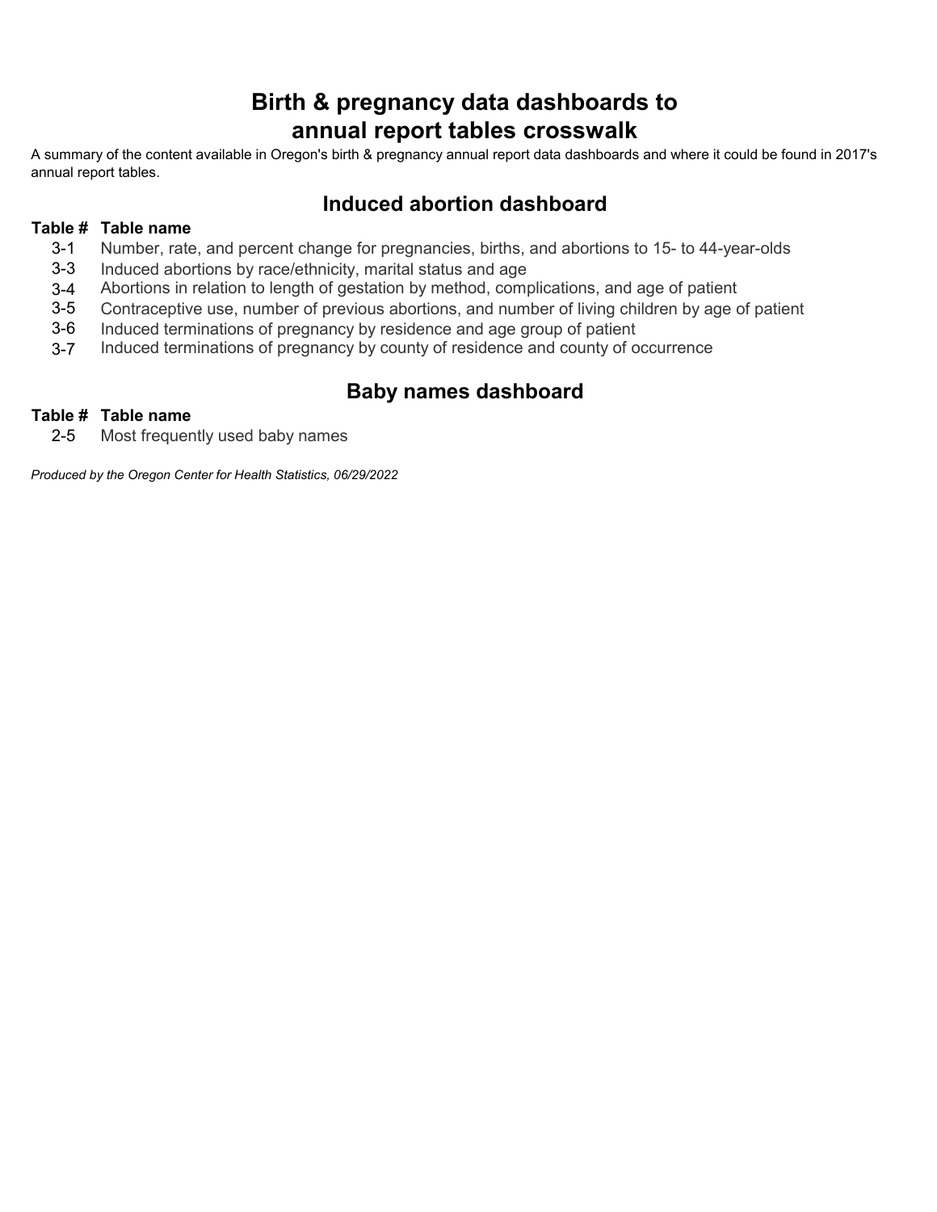# Birth & pregnancy data dashboards to annual report tables crosswalk

A summary of the content available in Oregon's birth & pregnancy annual report data dashboards and where it could be found in 2017's annual report tables.

## Induced abortion dashboard

| Table # | Table name |
|---|---|
| 3-1 | Number, rate, and percent change for pregnancies, births, and abortions to 15- to 44-year-olds |
| 3-3 | Induced abortions by race/ethnicity, marital status and age |
| 3-4 | Abortions in relation to length of gestation by method, complications, and age of patient |
| 3-5 | Contraceptive use, number of previous abortions, and number of living children by age of patient |
| 3-6 | Induced terminations of pregnancy by residence and age group of patient |
| 3-7 | Induced terminations of pregnancy by county of residence and county of occurrence |

## Baby names dashboard

| Table # | Table name |
|---|---|
| 2-5 | Most frequently used baby names |

*Produced by the Oregon Center for Health Statistics, 06/29/2022*